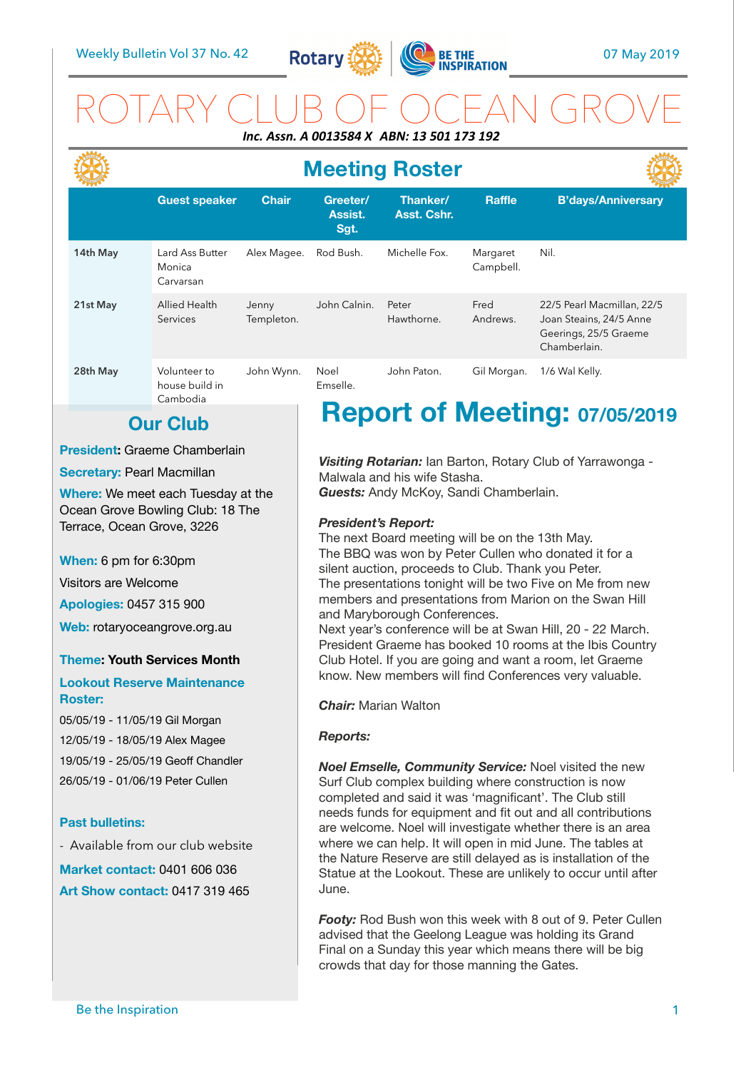Weekly Bulletin Vol 37 No. 42

07 May 2019

# ROTARY CLUB OF OCEAN GROVE

***Inc. Assn. A 0013584 X ABN: 13 501 173 192***

## Meeting Roster

| | Guest speaker | Chair | Greeter/ Assist. Sgt. | Thanker/ Asst. Cshr. | Raffle | B'days/Anniversary |
|---|---|---|---|---|---|---|
| **14th May** | Lard Ass Butter Monica Carvarsan | Alex Magee. | Rod Bush. | Michelle Fox. | Margaret Campbell. | Nil. |
| **21st May** | Allied Health Services | Jenny Templeton. | John Calnin. | Peter Hawthorne. | Fred Andrews. | 22/5 Pearl Macmillan, 22/5 Joan Steains, 24/5 Anne Geerings, 25/5 Graeme Chamberlain. |
| **28th May** | Volunteer to house build in Cambodia | John Wynn. | Noel Emselle. | John Paton. | Gil Morgan. | 1/6 Wal Kelly. |

## Our Club

**President:** Graeme Chamberlain

**Secretary:** Pearl Macmillan

**Where:** We meet each Tuesday at the Ocean Grove Bowling Club: 18 The Terrace, Ocean Grove, 3226

**When:** 6 pm for 6:30pm

Visitors are Welcome

**Apologies:** 0457 315 900

**Web:** rotaryoceangrove.org.au

**Theme: Youth Services Month**

**Lookout Reserve Maintenance Roster:**

05/05/19 - 11/05/19 Gil Morgan

12/05/19 - 18/05/19 Alex Magee

19/05/19 - 25/05/19 Geoff Chandler

26/05/19 - 01/06/19 Peter Cullen

**Past bulletins:**

- Available from our club website

**Market contact:** 0401 606 036

**Art Show contact:** 0417 319 465

## Report of Meeting: 07/05/2019

***Visiting Rotarian:*** Ian Barton, Rotary Club of Yarrawonga - Malwala and his wife Stasha.
***Guests:*** Andy McKoy, Sandi Chamberlain.

***President's Report:***
The next Board meeting will be on the 13th May.
The BBQ was won by Peter Cullen who donated it for a silent auction, proceeds to Club. Thank you Peter.
The presentations tonight will be two Five on Me from new members and presentations from Marion on the Swan Hill and Maryborough Conferences.
Next year's conference will be at Swan Hill, 20 - 22 March. President Graeme has booked 10 rooms at the Ibis Country Club Hotel. If you are going and want a room, let Graeme know. New members will find Conferences very valuable.

***Chair:*** Marian Walton

***Reports:***

***Noel Emselle, Community Service:*** Noel visited the new Surf Club complex building where construction is now completed and said it was 'magnificant'. The Club still needs funds for equipment and fit out and all contributions are welcome. Noel will investigate whether there is an area where we can help. It will open in mid June. The tables at the Nature Reserve are still delayed as is installation of the Statue at the Lookout. These are unlikely to occur until after June.

***Footy:*** Rod Bush won this week with 8 out of 9. Peter Cullen advised that the Geelong League was holding its Grand Final on a Sunday this year which means there will be big crowds that day for those manning the Gates.

Be the Inspiration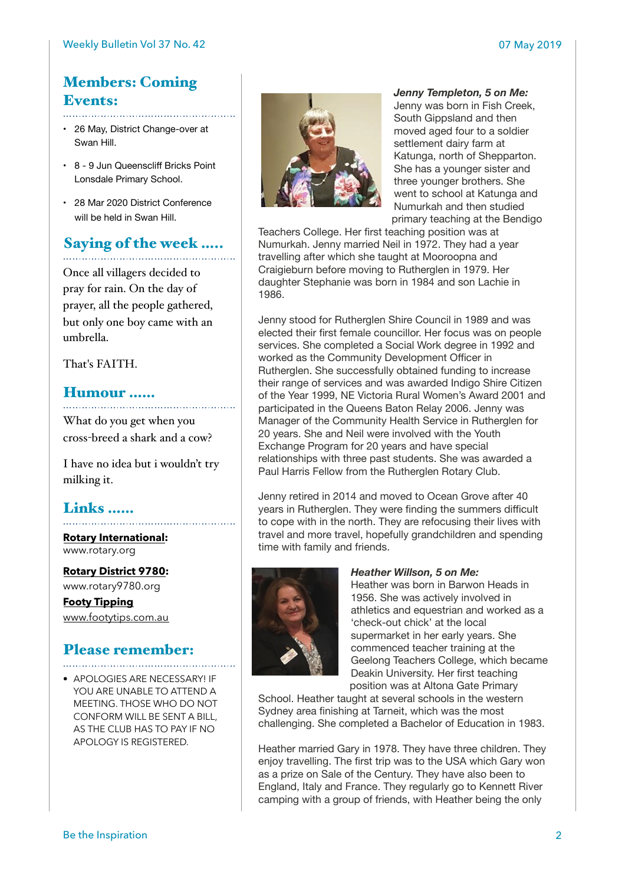## Members: Coming Events:

- 26 May, District Change-over at Swan Hill.
- 8 - 9 Jun Queenscliff Bricks Point Lonsdale Primary School.
- 28 Mar 2020 District Conference will be held in Swan Hill.

## Saying of the week .....

Once all villagers decided to pray for rain. On the day of prayer, all the people gathered, but only one boy came with an umbrella.

That's FAITH.

## Humour ......

What do you get when you cross-breed a shark and a cow?

I have no idea but i wouldn't try milking it.

## Links ......

**Rotary International:**
www.rotary.org

**Rotary District 9780:**
www.rotary9780.org

**Footy Tipping**
www.footytips.com.au

## Please remember:

- APOLOGIES ARE NECESSARY! IF YOU ARE UNABLE TO ATTEND A MEETING. THOSE WHO DO NOT CONFORM WILL BE SENT A BILL, AS THE CLUB HAS TO PAY IF NO APOLOGY IS REGISTERED.

***Jenny Templeton, 5 on Me:***

Jenny was born in Fish Creek, South Gippsland and then moved aged four to a soldier settlement dairy farm at Katunga, north of Shepparton. She has a younger sister and three younger brothers. She went to school at Katunga and Numurkah and then studied primary teaching at the Bendigo Teachers College. Her first teaching position was at Numurkah. Jenny married Neil in 1972. They had a year travelling after which she taught at Mooroopna and Craigieburn before moving to Rutherglen in 1979. Her daughter Stephanie was born in 1984 and son Lachie in 1986.

Jenny stood for Rutherglen Shire Council in 1989 and was elected their first female councillor. Her focus was on people services. She completed a Social Work degree in 1992 and worked as the Community Development Officer in Rutherglen. She successfully obtained funding to increase their range of services and was awarded Indigo Shire Citizen of the Year 1999, NE Victoria Rural Women's Award 2001 and participated in the Queens Baton Relay 2006. Jenny was Manager of the Community Health Service in Rutherglen for 20 years. She and Neil were involved with the Youth Exchange Program for 20 years and have special relationships with three past students. She was awarded a Paul Harris Fellow from the Rutherglen Rotary Club.

Jenny retired in 2014 and moved to Ocean Grove after 40 years in Rutherglen. They were finding the summers difficult to cope with in the north. They are refocusing their lives with travel and more travel, hopefully grandchildren and spending time with family and friends.

***Heather Willson, 5 on Me:***

Heather was born in Barwon Heads in 1956. She was actively involved in athletics and equestrian and worked as a 'check-out chick' at the local supermarket in her early years. She commenced teacher training at the Geelong Teachers College, which became Deakin University. Her first teaching position was at Altona Gate Primary School. Heather taught at several schools in the western Sydney area finishing at Tarneit, which was the most challenging. She completed a Bachelor of Education in 1983.

Heather married Gary in 1978. They have three children. They enjoy travelling. The first trip was to the USA which Gary won as a prize on Sale of the Century. They have also been to England, Italy and France. They regularly go to Kennett River camping with a group of friends, with Heather being the only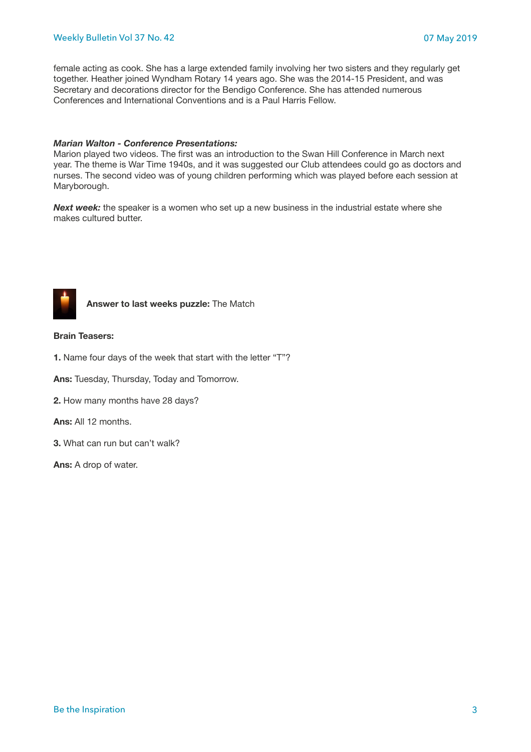female acting as cook. She has a large extended family involving her two sisters and they regularly get together. Heather joined Wyndham Rotary 14 years ago. She was the 2014-15 President, and was Secretary and decorations director for the Bendigo Conference. She has attended numerous Conferences and International Conventions and is a Paul Harris Fellow.

***Marian Walton - Conference Presentations:***
Marion played two videos. The first was an introduction to the Swan Hill Conference in March next year. The theme is War Time 1940s, and it was suggested our Club attendees could go as doctors and nurses. The second video was of young children performing which was played before each session at Maryborough.

***Next week:*** the speaker is a women who set up a new business in the industrial estate where she makes cultured butter.

**Answer to last weeks puzzle:** The Match

**Brain Teasers:**

**1.** Name four days of the week that start with the letter "T"?

**Ans:** Tuesday, Thursday, Today and Tomorrow.

**2.** How many months have 28 days?

**Ans:** All 12 months.

**3.** What can run but can't walk?

**Ans:** A drop of water.